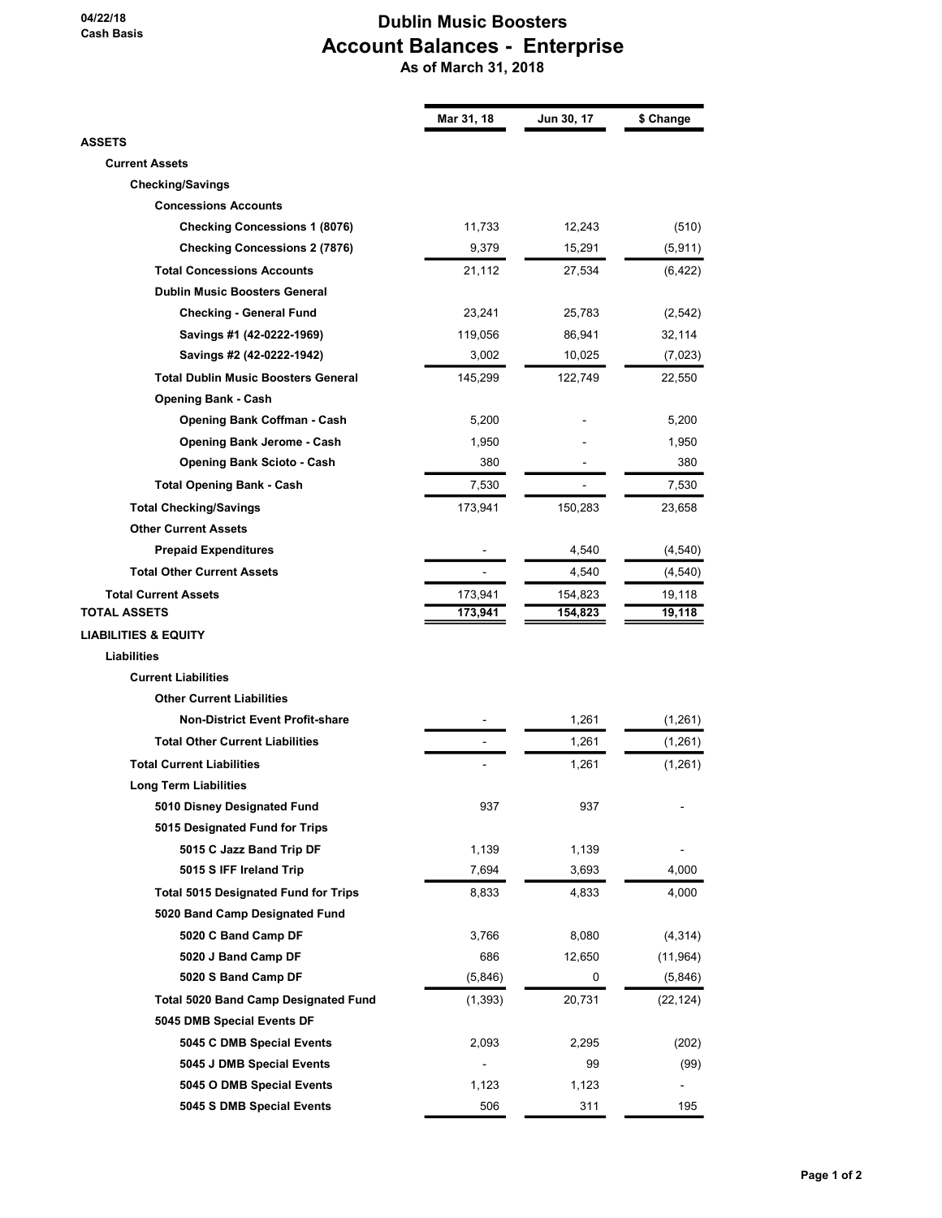04/22/18
Cash Basis

# Dublin Music Boosters
## Account Balances - Enterprise
As of March 31, 2018

| | Mar 31, 18 | Jun 30, 17 | $ Change |
|---|---|---|---|
| **ASSETS** | | | |
| **Current Assets** | | | |
| **Checking/Savings** | | | |
| **Concessions Accounts** | | | |
| **Checking Concessions 1 (8076)** | 11,733 | 12,243 | (510) |
| **Checking Concessions 2 (7876)** | 9,379 | 15,291 | (5,911) |
| **Total Concessions Accounts** | 21,112 | 27,534 | (6,422) |
| **Dublin Music Boosters General** | | | |
| **Checking - General Fund** | 23,241 | 25,783 | (2,542) |
| **Savings #1 (42-0222-1969)** | 119,056 | 86,941 | 32,114 |
| **Savings #2 (42-0222-1942)** | 3,002 | 10,025 | (7,023) |
| **Total Dublin Music Boosters General** | 145,299 | 122,749 | 22,550 |
| **Opening Bank - Cash** | | | |
| **Opening Bank Coffman - Cash** | 5,200 | - | 5,200 |
| **Opening Bank Jerome - Cash** | 1,950 | - | 1,950 |
| **Opening Bank Scioto - Cash** | 380 | - | 380 |
| **Total Opening Bank - Cash** | 7,530 | - | 7,530 |
| **Total Checking/Savings** | 173,941 | 150,283 | 23,658 |
| **Other Current Assets** | | | |
| **Prepaid Expenditures** | - | 4,540 | (4,540) |
| **Total Other Current Assets** | - | 4,540 | (4,540) |
| **Total Current Assets** | 173,941 | 154,823 | 19,118 |
| **TOTAL ASSETS** | 173,941 | 154,823 | 19,118 |
| **LIABILITIES & EQUITY** | | | |
| **Liabilities** | | | |
| **Current Liabilities** | | | |
| **Other Current Liabilities** | | | |
| **Non-District Event Profit-share** | - | 1,261 | (1,261) |
| **Total Other Current Liabilities** | - | 1,261 | (1,261) |
| **Total Current Liabilities** | - | 1,261 | (1,261) |
| **Long Term Liabilities** | | | |
| **5010 Disney Designated Fund** | 937 | 937 | - |
| **5015 Designated Fund for Trips** | | | |
| **5015 C Jazz Band Trip DF** | 1,139 | 1,139 | - |
| **5015 S IFF Ireland Trip** | 7,694 | 3,693 | 4,000 |
| **Total 5015 Designated Fund for Trips** | 8,833 | 4,833 | 4,000 |
| **5020 Band Camp Designated Fund** | | | |
| **5020 C Band Camp DF** | 3,766 | 8,080 | (4,314) |
| **5020 J Band Camp DF** | 686 | 12,650 | (11,964) |
| **5020 S Band Camp DF** | (5,846) | 0 | (5,846) |
| **Total 5020 Band Camp Designated Fund** | (1,393) | 20,731 | (22,124) |
| **5045 DMB Special Events DF** | | | |
| **5045 C DMB Special Events** | 2,093 | 2,295 | (202) |
| **5045 J DMB Special Events** | - | 99 | (99) |
| **5045 O DMB Special Events** | 1,123 | 1,123 | - |
| **5045 S DMB Special Events** | 506 | 311 | 195 |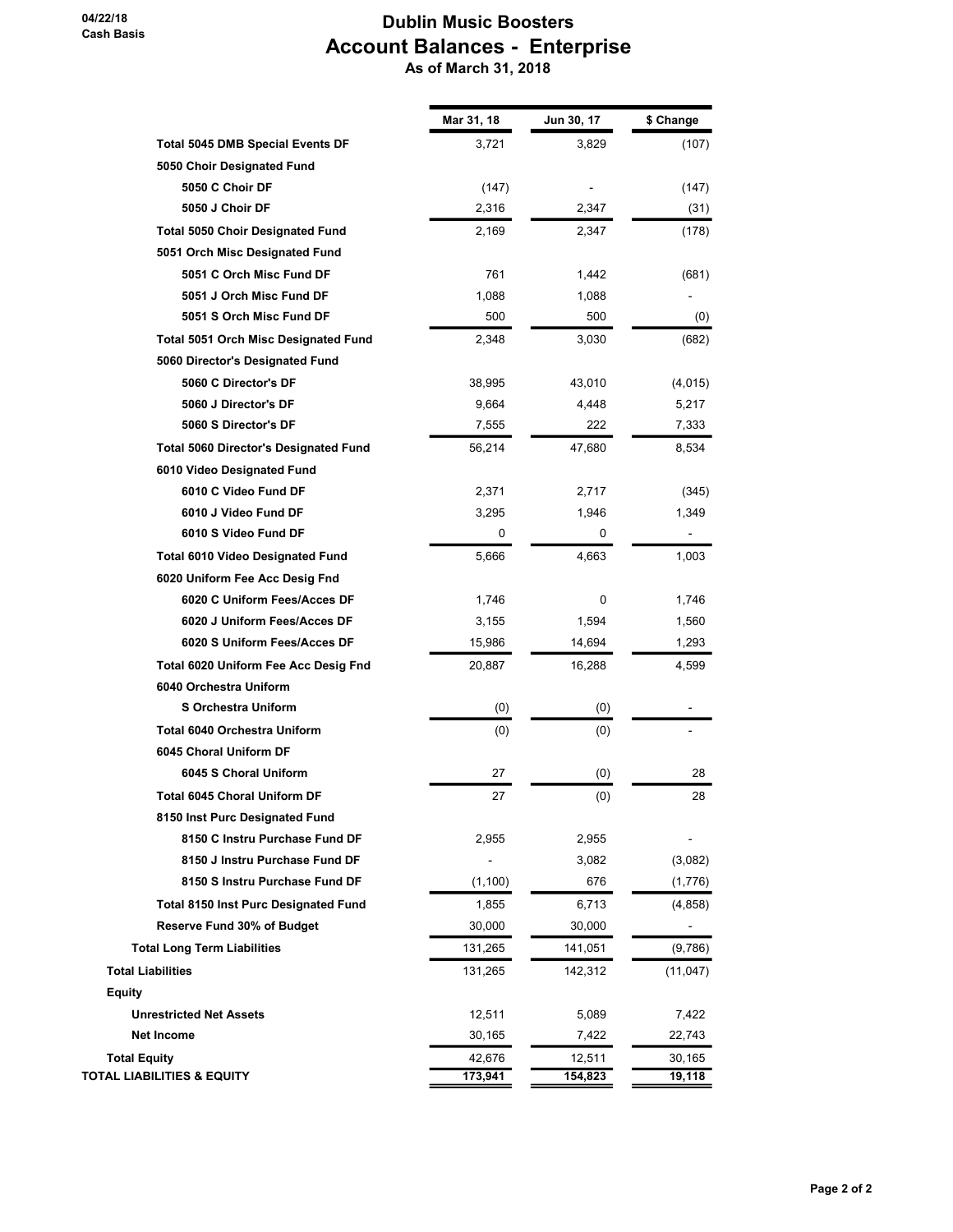04/22/18
Cash Basis

# Dublin Music Boosters
## Account Balances - Enterprise
### As of March 31, 2018

| | Mar 31, 18 | Jun 30, 17 | $ Change |
|---|---|---|---|
| **Total 5045 DMB Special Events DF** | 3,721 | 3,829 | (107) |
| **5050 Choir Designated Fund** | | | |
| **5050 C Choir DF** | (147) | - | (147) |
| **5050 J Choir DF** | 2,316 | 2,347 | (31) |
| **Total 5050 Choir Designated Fund** | 2,169 | 2,347 | (178) |
| **5051 Orch Misc Designated Fund** | | | |
| **5051 C Orch Misc Fund DF** | 761 | 1,442 | (681) |
| **5051 J Orch Misc Fund DF** | 1,088 | 1,088 | - |
| **5051 S Orch Misc Fund DF** | 500 | 500 | (0) |
| **Total 5051 Orch Misc Designated Fund** | 2,348 | 3,030 | (682) |
| **5060 Director's Designated Fund** | | | |
| **5060 C Director's DF** | 38,995 | 43,010 | (4,015) |
| **5060 J Director's DF** | 9,664 | 4,448 | 5,217 |
| **5060 S Director's DF** | 7,555 | 222 | 7,333 |
| **Total 5060 Director's Designated Fund** | 56,214 | 47,680 | 8,534 |
| **6010 Video Designated Fund** | | | |
| **6010 C Video Fund DF** | 2,371 | 2,717 | (345) |
| **6010 J Video Fund DF** | 3,295 | 1,946 | 1,349 |
| **6010 S Video Fund DF** | 0 | 0 | - |
| **Total 6010 Video Designated Fund** | 5,666 | 4,663 | 1,003 |
| **6020 Uniform Fee Acc Desig Fnd** | | | |
| **6020 C Uniform Fees/Acces DF** | 1,746 | 0 | 1,746 |
| **6020 J Uniform Fees/Acces DF** | 3,155 | 1,594 | 1,560 |
| **6020 S Uniform Fees/Acces DF** | 15,986 | 14,694 | 1,293 |
| **Total 6020 Uniform Fee Acc Desig Fnd** | 20,887 | 16,288 | 4,599 |
| **6040 Orchestra Uniform** | | | |
| **S Orchestra Uniform** | (0) | (0) | - |
| **Total 6040 Orchestra Uniform** | (0) | (0) | - |
| **6045 Choral Uniform DF** | | | |
| **6045 S Choral Uniform** | 27 | (0) | 28 |
| **Total 6045 Choral Uniform DF** | 27 | (0) | 28 |
| **8150 Inst Purc Designated Fund** | | | |
| **8150 C Instru Purchase Fund DF** | 2,955 | 2,955 | - |
| **8150 J Instru Purchase Fund DF** | - | 3,082 | (3,082) |
| **8150 S Instru Purchase Fund DF** | (1,100) | 676 | (1,776) |
| **Total 8150 Inst Purc Designated Fund** | 1,855 | 6,713 | (4,858) |
| **Reserve Fund 30% of Budget** | 30,000 | 30,000 | - |
| **Total Long Term Liabilities** | 131,265 | 141,051 | (9,786) |
| **Total Liabilities** | 131,265 | 142,312 | (11,047) |
| **Equity** | | | |
| **Unrestricted Net Assets** | 12,511 | 5,089 | 7,422 |
| **Net Income** | 30,165 | 7,422 | 22,743 |
| **Total Equity** | 42,676 | 12,511 | 30,165 |
| **TOTAL LIABILITIES & EQUITY** | **173,941** | **154,823** | **19,118** |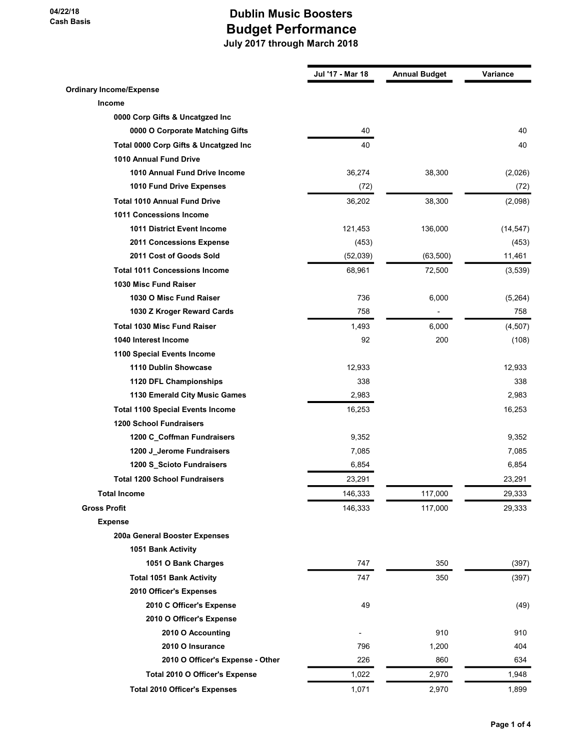04/22/18
Cash Basis

# Dublin Music Boosters
## Budget Performance
### July 2017 through March 2018

| | Jul '17 - Mar 18 | Annual Budget | Variance |
|---|---|---|---|
| **Ordinary Income/Expense** | | | |
| **Income** | | | |
| **0000 Corp Gifts & Uncatgzed Inc** | | | |
| **0000 O Corporate Matching Gifts** | 40 | | 40 |
| **Total 0000 Corp Gifts & Uncatgzed Inc** | 40 | | 40 |
| **1010 Annual Fund Drive** | | | |
| **1010 Annual Fund Drive Income** | 36,274 | 38,300 | (2,026) |
| **1010 Fund Drive Expenses** | (72) | | (72) |
| **Total 1010 Annual Fund Drive** | 36,202 | 38,300 | (2,098) |
| **1011 Concessions Income** | | | |
| **1011 District Event Income** | 121,453 | 136,000 | (14,547) |
| **2011 Concessions Expense** | (453) | | (453) |
| **2011 Cost of Goods Sold** | (52,039) | (63,500) | 11,461 |
| **Total 1011 Concessions Income** | 68,961 | 72,500 | (3,539) |
| **1030 Misc Fund Raiser** | | | |
| **1030 O Misc Fund Raiser** | 736 | 6,000 | (5,264) |
| **1030 Z Kroger Reward Cards** | 758 | - | 758 |
| **Total 1030 Misc Fund Raiser** | 1,493 | 6,000 | (4,507) |
| **1040 Interest Income** | 92 | 200 | (108) |
| **1100 Special Events Income** | | | |
| **1110 Dublin Showcase** | 12,933 | | 12,933 |
| **1120 DFL Championships** | 338 | | 338 |
| **1130 Emerald City Music Games** | 2,983 | | 2,983 |
| **Total 1100 Special Events Income** | 16,253 | | 16,253 |
| **1200 School Fundraisers** | | | |
| **1200 C_Coffman Fundraisers** | 9,352 | | 9,352 |
| **1200 J_Jerome Fundraisers** | 7,085 | | 7,085 |
| **1200 S_Scioto Fundraisers** | 6,854 | | 6,854 |
| **Total 1200 School Fundraisers** | 23,291 | | 23,291 |
| **Total Income** | 146,333 | 117,000 | 29,333 |
| **Gross Profit** | 146,333 | 117,000 | 29,333 |
| **Expense** | | | |
| **200a General Booster Expenses** | | | |
| **1051 Bank Activity** | | | |
| **1051 O Bank Charges** | 747 | 350 | (397) |
| **Total 1051 Bank Activity** | 747 | 350 | (397) |
| **2010 Officer's Expenses** | | | |
| **2010 C Officer's Expense** | 49 | | (49) |
| **2010 O Officer's Expense** | | | |
| **2010 O Accounting** | - | 910 | 910 |
| **2010 O Insurance** | 796 | 1,200 | 404 |
| **2010 O Officer's Expense - Other** | 226 | 860 | 634 |
| **Total 2010 O Officer's Expense** | 1,022 | 2,970 | 1,948 |
| **Total 2010 Officer's Expenses** | 1,071 | 2,970 | 1,899 |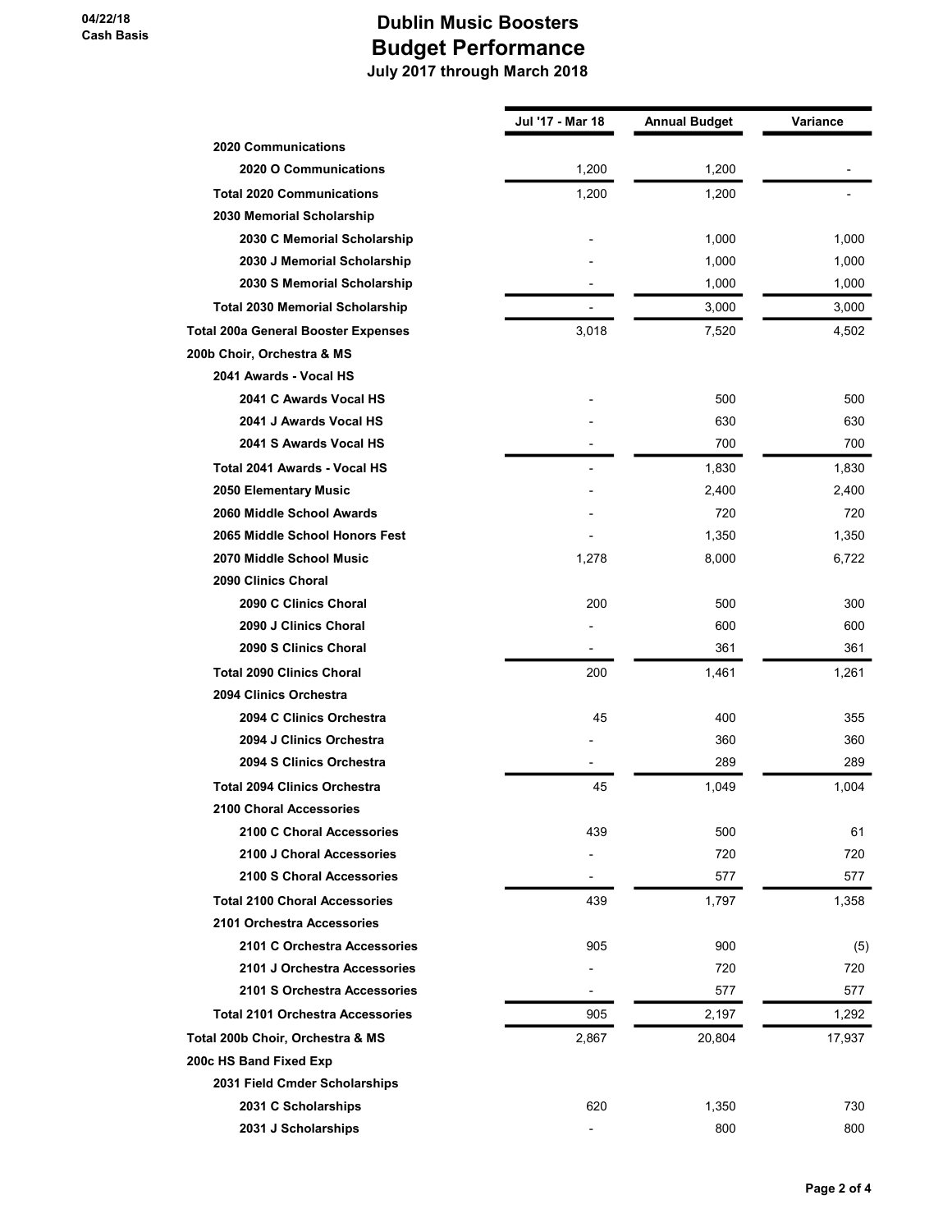**04/22/18**
**Cash Basis**

# Dublin Music Boosters
## Budget Performance
### July 2017 through March 2018

| | Jul '17 - Mar 18 | Annual Budget | Variance |
|---|---|---|---|
| **2020 Communications** | | | |
| **2020 O Communications** | 1,200 | 1,200 | - |
| **Total 2020 Communications** | 1,200 | 1,200 | - |
| **2030 Memorial Scholarship** | | | |
| **2030 C Memorial Scholarship** | - | 1,000 | 1,000 |
| **2030 J Memorial Scholarship** | - | 1,000 | 1,000 |
| **2030 S Memorial Scholarship** | - | 1,000 | 1,000 |
| **Total 2030 Memorial Scholarship** | - | 3,000 | 3,000 |
| **Total 200a General Booster Expenses** | 3,018 | 7,520 | 4,502 |
| **200b Choir, Orchestra & MS** | | | |
| **2041 Awards - Vocal HS** | | | |
| **2041 C Awards Vocal HS** | - | 500 | 500 |
| **2041 J Awards Vocal HS** | - | 630 | 630 |
| **2041 S Awards Vocal HS** | - | 700 | 700 |
| **Total 2041 Awards - Vocal HS** | - | 1,830 | 1,830 |
| **2050 Elementary Music** | - | 2,400 | 2,400 |
| **2060 Middle School Awards** | - | 720 | 720 |
| **2065 Middle School Honors Fest** | - | 1,350 | 1,350 |
| **2070 Middle School Music** | 1,278 | 8,000 | 6,722 |
| **2090 Clinics Choral** | | | |
| **2090 C Clinics Choral** | 200 | 500 | 300 |
| **2090 J Clinics Choral** | - | 600 | 600 |
| **2090 S Clinics Choral** | - | 361 | 361 |
| **Total 2090 Clinics Choral** | 200 | 1,461 | 1,261 |
| **2094 Clinics Orchestra** | | | |
| **2094 C Clinics Orchestra** | 45 | 400 | 355 |
| **2094 J Clinics Orchestra** | - | 360 | 360 |
| **2094 S Clinics Orchestra** | - | 289 | 289 |
| **Total 2094 Clinics Orchestra** | 45 | 1,049 | 1,004 |
| **2100 Choral Accessories** | | | |
| **2100 C Choral Accessories** | 439 | 500 | 61 |
| **2100 J Choral Accessories** | - | 720 | 720 |
| **2100 S Choral Accessories** | - | 577 | 577 |
| **Total 2100 Choral Accessories** | 439 | 1,797 | 1,358 |
| **2101 Orchestra Accessories** | | | |
| **2101 C Orchestra Accessories** | 905 | 900 | (5) |
| **2101 J Orchestra Accessories** | - | 720 | 720 |
| **2101 S Orchestra Accessories** | - | 577 | 577 |
| **Total 2101 Orchestra Accessories** | 905 | 2,197 | 1,292 |
| **Total 200b Choir, Orchestra & MS** | 2,867 | 20,804 | 17,937 |
| **200c HS Band Fixed Exp** | | | |
| **2031 Field Cmder Scholarships** | | | |
| **2031 C Scholarships** | 620 | 1,350 | 730 |
| **2031 J Scholarships** | - | 800 | 800 |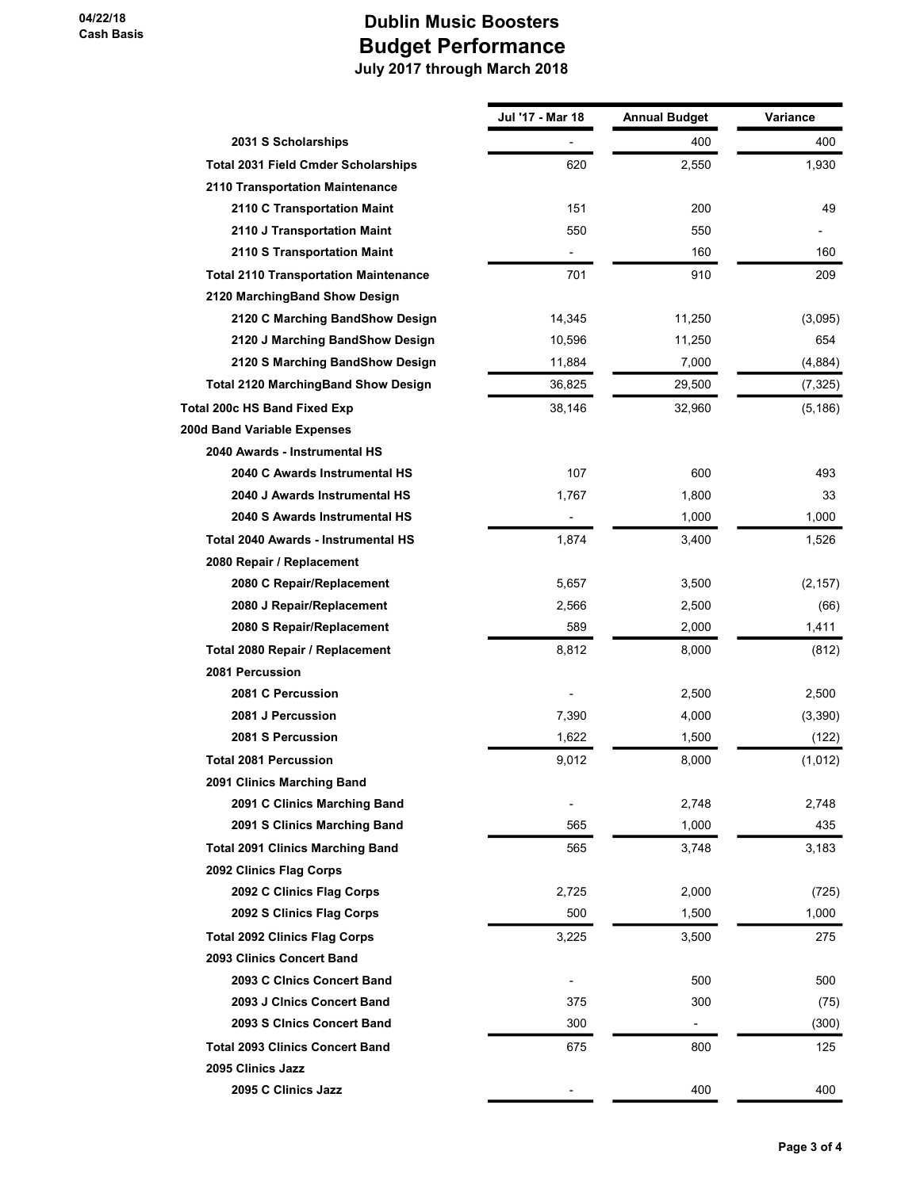# Dublin Music Boosters
## Budget Performance
### July 2017 through March 2018

04/22/18
Cash Basis

| | Jul '17 - Mar 18 | Annual Budget | Variance |
|---|---|---|---|
| 2031 S Scholarships | - | 400 | 400 |
| Total 2031 Field Cmder Scholarships | 620 | 2,550 | 1,930 |
| 2110 Transportation Maintenance | | | |
| 2110 C Transportation Maint | 151 | 200 | 49 |
| 2110 J Transportation Maint | 550 | 550 | - |
| 2110 S Transportation Maint | - | 160 | 160 |
| Total 2110 Transportation Maintenance | 701 | 910 | 209 |
| 2120 MarchingBand Show Design | | | |
| 2120 C Marching BandShow Design | 14,345 | 11,250 | (3,095) |
| 2120 J Marching BandShow Design | 10,596 | 11,250 | 654 |
| 2120 S Marching BandShow Design | 11,884 | 7,000 | (4,884) |
| Total 2120 MarchingBand Show Design | 36,825 | 29,500 | (7,325) |
| Total 200c HS Band Fixed Exp | 38,146 | 32,960 | (5,186) |
| 200d Band Variable Expenses | | | |
| 2040 Awards - Instrumental HS | | | |
| 2040 C Awards Instrumental HS | 107 | 600 | 493 |
| 2040 J Awards Instrumental HS | 1,767 | 1,800 | 33 |
| 2040 S Awards Instrumental HS | - | 1,000 | 1,000 |
| Total 2040 Awards - Instrumental HS | 1,874 | 3,400 | 1,526 |
| 2080 Repair / Replacement | | | |
| 2080 C Repair/Replacement | 5,657 | 3,500 | (2,157) |
| 2080 J Repair/Replacement | 2,566 | 2,500 | (66) |
| 2080 S Repair/Replacement | 589 | 2,000 | 1,411 |
| Total 2080 Repair / Replacement | 8,812 | 8,000 | (812) |
| 2081 Percussion | | | |
| 2081 C Percussion | - | 2,500 | 2,500 |
| 2081 J Percussion | 7,390 | 4,000 | (3,390) |
| 2081 S Percussion | 1,622 | 1,500 | (122) |
| Total 2081 Percussion | 9,012 | 8,000 | (1,012) |
| 2091 Clinics Marching Band | | | |
| 2091 C Clinics Marching Band | - | 2,748 | 2,748 |
| 2091 S Clinics Marching Band | 565 | 1,000 | 435 |
| Total 2091 Clinics Marching Band | 565 | 3,748 | 3,183 |
| 2092 Clinics Flag Corps | | | |
| 2092 C Clinics Flag Corps | 2,725 | 2,000 | (725) |
| 2092 S Clinics Flag Corps | 500 | 1,500 | 1,000 |
| Total 2092 Clinics Flag Corps | 3,225 | 3,500 | 275 |
| 2093 Clinics Concert Band | | | |
| 2093 C Clnics Concert Band | - | 500 | 500 |
| 2093 J Clnics Concert Band | 375 | 300 | (75) |
| 2093 S Clnics Concert Band | 300 | - | (300) |
| Total 2093 Clinics Concert Band | 675 | 800 | 125 |
| 2095 Clinics Jazz | | | |
| 2095 C Clinics Jazz | - | 400 | 400 |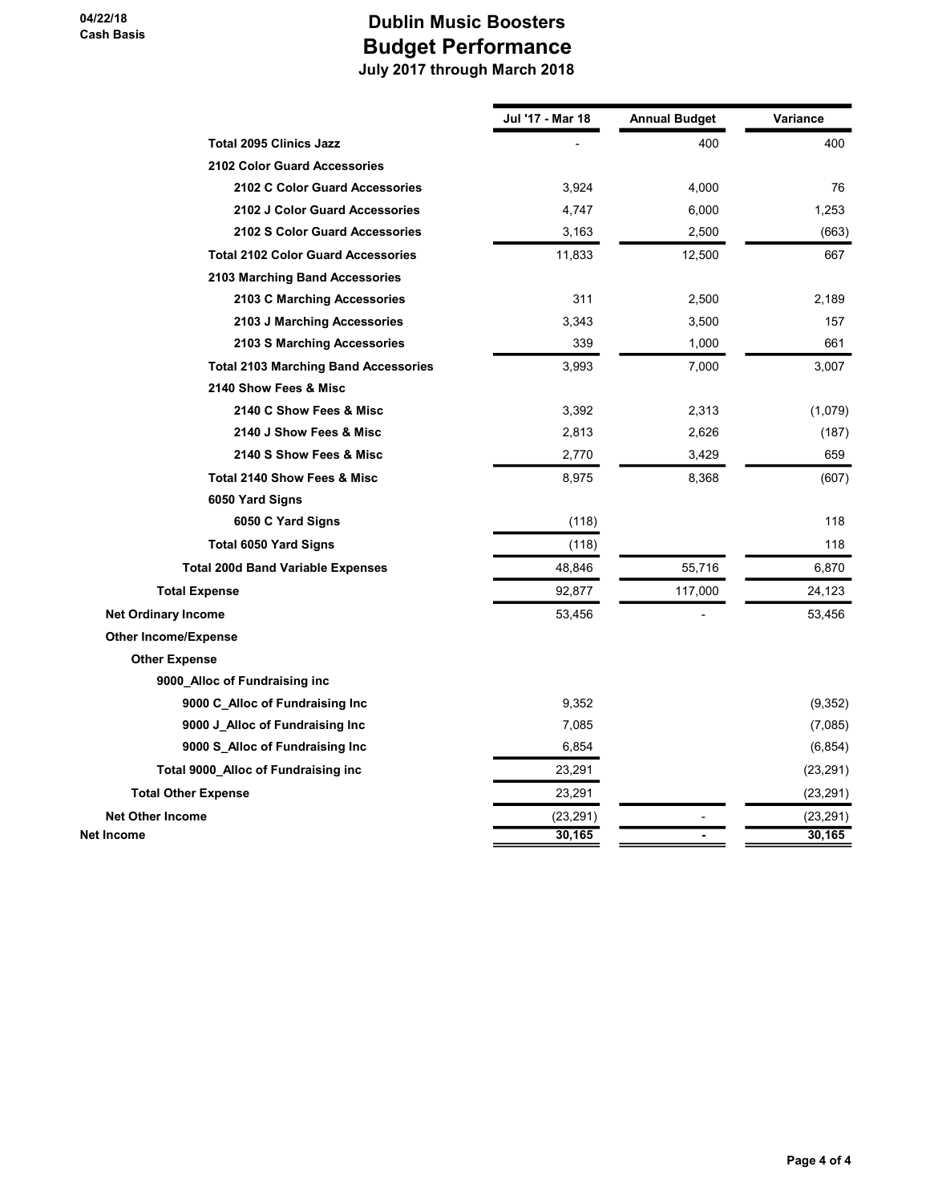04/22/18
Cash Basis

# Dublin Music Boosters
## Budget Performance
### July 2017 through March 2018

| | Jul '17 - Mar 18 | Annual Budget | Variance |
|---|---|---|---|
| **Total 2095 Clinics Jazz** | - | 400 | 400 |
| **2102 Color Guard Accessories** | | | |
| **2102 C Color Guard Accessories** | 3,924 | 4,000 | 76 |
| **2102 J Color Guard Accessories** | 4,747 | 6,000 | 1,253 |
| **2102 S Color Guard Accessories** | 3,163 | 2,500 | (663) |
| **Total 2102 Color Guard Accessories** | 11,833 | 12,500 | 667 |
| **2103 Marching Band Accessories** | | | |
| **2103 C Marching Accessories** | 311 | 2,500 | 2,189 |
| **2103 J Marching Accessories** | 3,343 | 3,500 | 157 |
| **2103 S Marching Accessories** | 339 | 1,000 | 661 |
| **Total 2103 Marching Band Accessories** | 3,993 | 7,000 | 3,007 |
| **2140 Show Fees & Misc** | | | |
| **2140 C Show Fees & Misc** | 3,392 | 2,313 | (1,079) |
| **2140 J Show Fees & Misc** | 2,813 | 2,626 | (187) |
| **2140 S Show Fees & Misc** | 2,770 | 3,429 | 659 |
| **Total 2140 Show Fees & Misc** | 8,975 | 8,368 | (607) |
| **6050 Yard Signs** | | | |
| **6050 C Yard Signs** | (118) | | 118 |
| **Total 6050 Yard Signs** | (118) | | 118 |
| **Total 200d Band Variable Expenses** | 48,846 | 55,716 | 6,870 |
| **Total Expense** | 92,877 | 117,000 | 24,123 |
| **Net Ordinary Income** | 53,456 | - | 53,456 |
| **Other Income/Expense** | | | |
| **Other Expense** | | | |
| **9000_Alloc of Fundraising inc** | | | |
| **9000 C_Alloc of Fundraising Inc** | 9,352 | | (9,352) |
| **9000 J_Alloc of Fundraising Inc** | 7,085 | | (7,085) |
| **9000 S_Alloc of Fundraising Inc** | 6,854 | | (6,854) |
| **Total 9000_Alloc of Fundraising inc** | 23,291 | | (23,291) |
| **Total Other Expense** | 23,291 | | (23,291) |
| **Net Other Income** | (23,291) | - | (23,291) |
| **Net Income** | **30,165** | **-** | **30,165** |